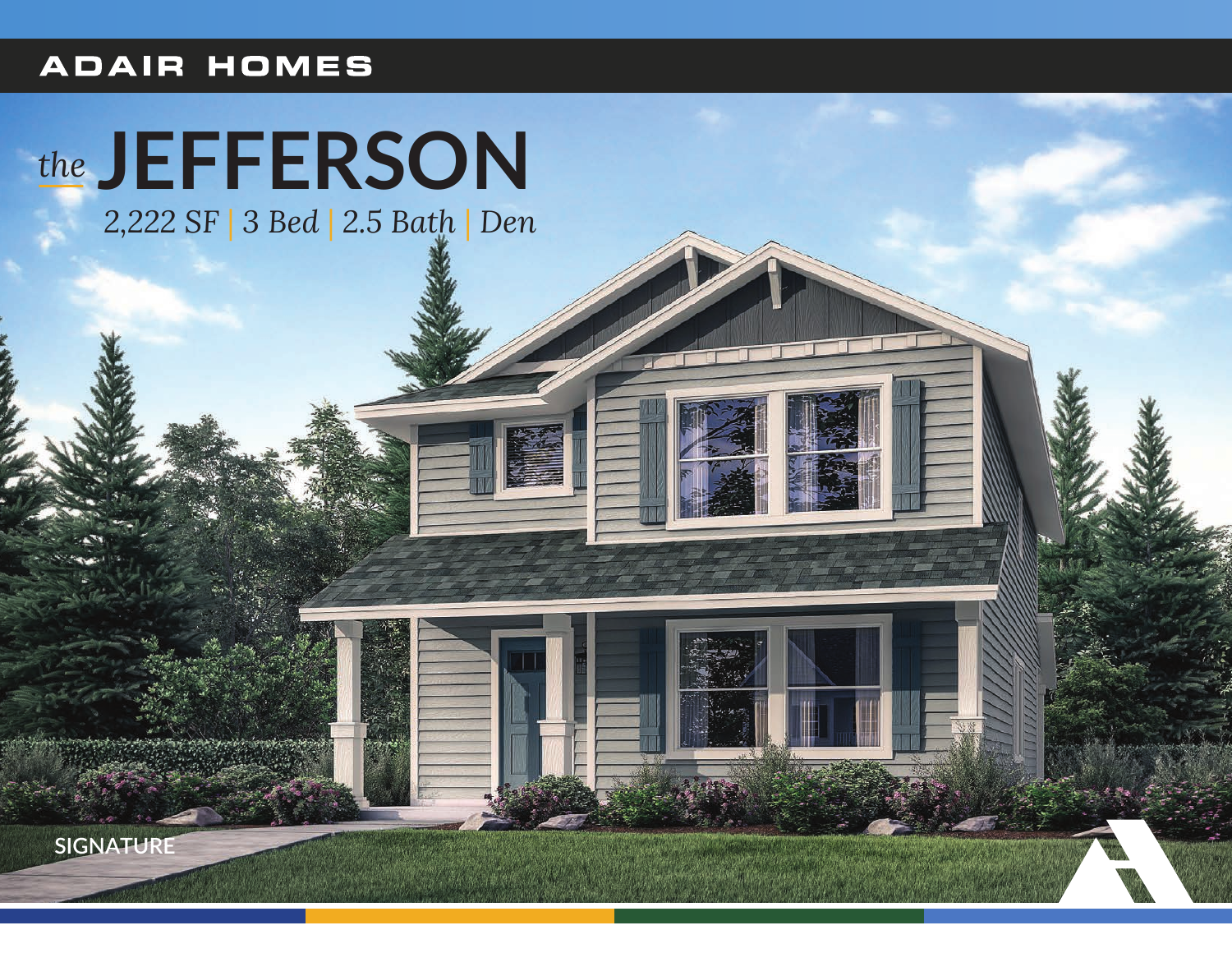ADAIR HOMES

# *the* JEFFERSON

*2,222 SF | 3 Bed | 2.5 Bath | Den*

SIGNATURE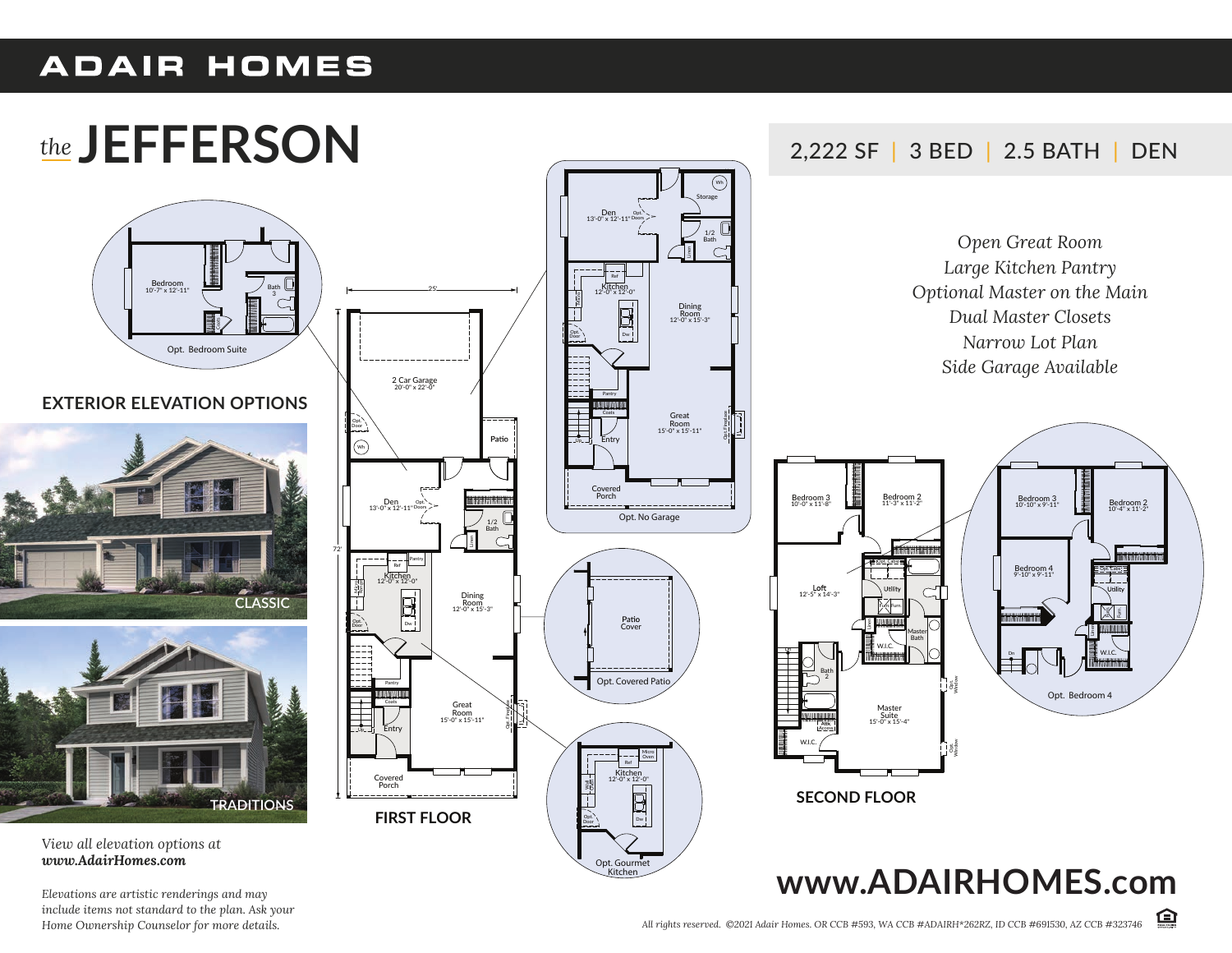# ADAIR HOMES

# *the* JEFFERSON

2,222 SF | 3 BED | 2.5 BATH | DEN

*Open Great Room*
*Large Kitchen Pantry*
*Optional Master on the Main*
*Dual Master Closets*
*Narrow Lot Plan*
*Side Garage Available*

Opt. Bedroom Suite

Bedroom 10'-7" x 12'-11"

Bath 3

## EXTERIOR ELEVATION OPTIONS

CLASSIC

TRADITIONS

*View all elevation options at* ***www.AdairHomes.com***

*Elevations are artistic renderings and may include items not standard to the plan. Ask your Home Ownership Counselor for more details.*

## FIRST FLOOR

25'

72'

2 Car Garage 20'-0" x 22'-0"

Patio

Den 13'-0" x 12'-11"

1/2 Bath

Kitchen 12'-0" x 12'-0"

Dining Room 12'-0" x 15'-3"

Great Room 15'-0" x 15'-11"

Entry

Covered Porch

Opt. No Garage

Den 13'-0" x 12'-11"

Storage

1/2 Bath

Kitchen 12'-0" x 12'-0"

Dining Room 12'-0" x 15'-3"

Great Room 15'-0" x 15'-11"

Entry

Covered Porch

Opt. Covered Patio

Patio Cover

Opt. Gourmet Kitchen

Kitchen 12'-0" x 12'-0"

## SECOND FLOOR

Bedroom 3 10'-0" x 11'-8"

Bedroom 2 11'-3" x 11'-2"

Loft 12'-5" x 14'-3"

Utility

Master Bath

W.I.C.

Bath 2

Master Suite 15'-0" x 15'-4"

W.I.C.

Opt. Bedroom 4

Bedroom 3 10'-10" x 9'-11"

Bedroom 2 10'-4" x 11'-2"

Bedroom 4 9'-10" x 9'-11"

Utility

W.I.C.

# www.ADAIRHOMES.com

*All rights reserved. ©2021 Adair Homes. OR CCB #593, WA CCB #ADAIRH*262RZ, ID CCB #691530, AZ CCB #323746*